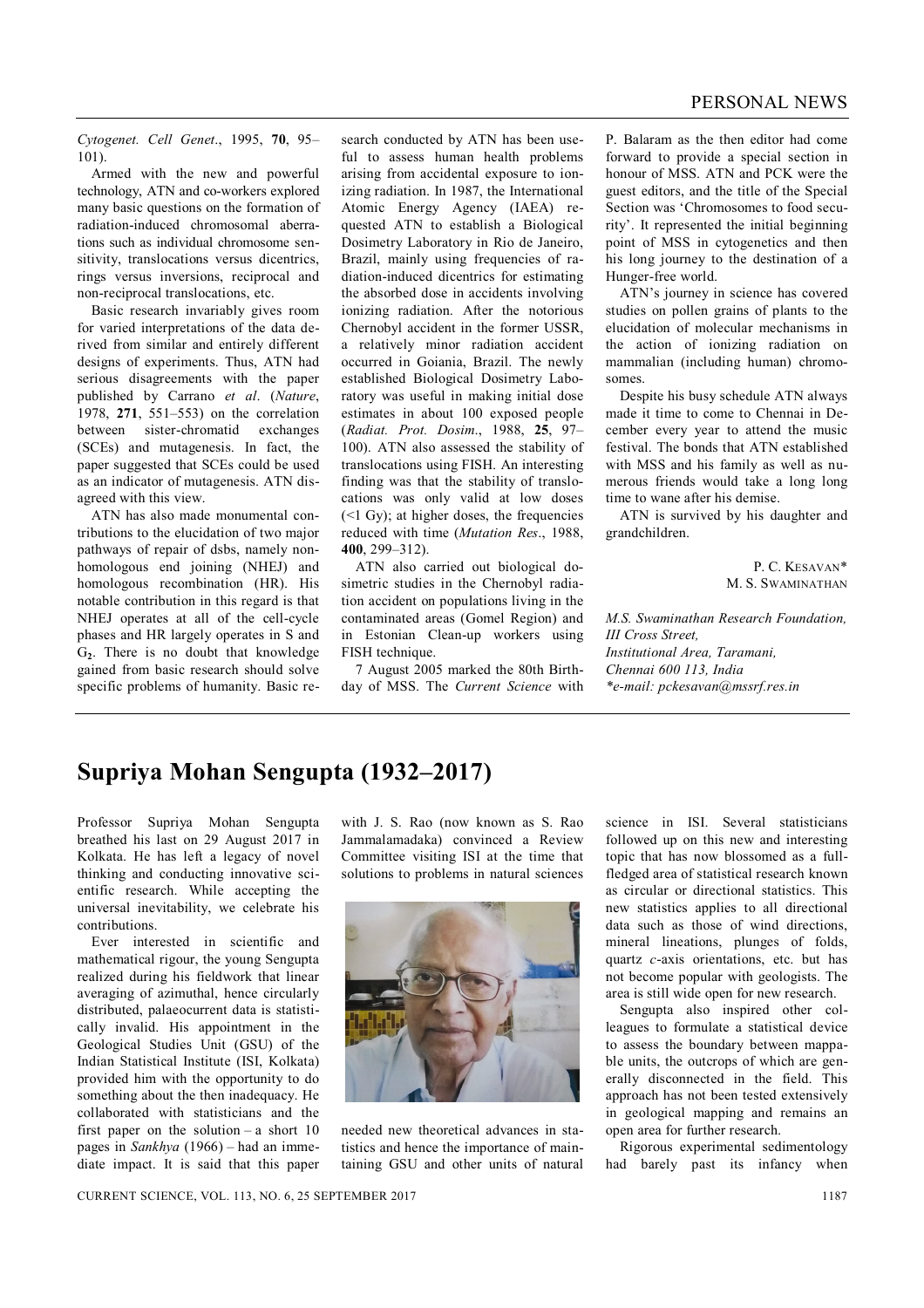*Cytogenet. Cell Genet*., 1995, **70**, 95–101).

Armed with the new and powerful technology, ATN and co-workers explored many basic questions on the formation of radiation-induced chromosomal aberrations such as individual chromosome sensitivity, translocations versus dicentrics, rings versus inversions, reciprocal and non-reciprocal translocations, etc.

Basic research invariably gives room for varied interpretations of the data derived from similar and entirely different designs of experiments. Thus, ATN had serious disagreements with the paper published by Carrano *et al*. (*Nature*, 1978, **271**, 551–553) on the correlation between sister-chromatid exchanges (SCEs) and mutagenesis. In fact, the paper suggested that SCEs could be used as an indicator of mutagenesis. ATN disagreed with this view.

ATN has also made monumental contributions to the elucidation of two major pathways of repair of dsbs, namely non-homologous end joining (NHEJ) and homologous recombination (HR). His notable contribution in this regard is that NHEJ operates at all of the cell-cycle phases and HR largely operates in S and $G_2$. There is no doubt that knowledge gained from basic research should solve specific problems of humanity. Basic research conducted by ATN has been useful to assess human health problems arising from accidental exposure to ionizing radiation. In 1987, the International Atomic Energy Agency (IAEA) requested ATN to establish a Biological Dosimetry Laboratory in Rio de Janeiro, Brazil, mainly using frequencies of radiation-induced dicentrics for estimating the absorbed dose in accidents involving ionizing radiation. After the notorious Chernobyl accident in the former USSR, a relatively minor radiation accident occurred in Goiania, Brazil. The newly established Biological Dosimetry Laboratory was useful in making initial dose estimates in about 100 exposed people (*Radiat. Prot. Dosim*., 1988, **25**, 97–100). ATN also assessed the stability of translocations using FISH. An interesting finding was that the stability of translocations was only valid at low doses (<1 Gy); at higher doses, the frequencies reduced with time (*Mutation Res*., 1988, **400**, 299–312).

ATN also carried out biological dosimetric studies in the Chernobyl radiation accident on populations living in the contaminated areas (Gomel Region) and in Estonian Clean-up workers using FISH technique.

7 August 2005 marked the 80th Birthday of MSS. The *Current Science* with P. Balaram as the then editor had come forward to provide a special section in honour of MSS. ATN and PCK were the guest editors, and the title of the Special Section was 'Chromosomes to food security'. It represented the initial beginning point of MSS in cytogenetics and then his long journey to the destination of a Hunger-free world.

ATN's journey in science has covered studies on pollen grains of plants to the elucidation of molecular mechanisms in the action of ionizing radiation on mammalian (including human) chromosomes.

Despite his busy schedule ATN always made it time to come to Chennai in December every year to attend the music festival. The bonds that ATN established with MSS and his family as well as numerous friends would take a long long time to wane after his demise.

ATN is survived by his daughter and grandchildren.

P. C. Kesavan*
M. S. Swaminathan

*M.S. Swaminathan Research Foundation,*
*III Cross Street,*
*Institutional Area, Taramani,*
*Chennai 600 113, India*
*\*e-mail: pckesavan@mssrf.res.in*

# Supriya Mohan Sengupta (1932–2017)

Professor Supriya Mohan Sengupta breathed his last on 29 August 2017 in Kolkata. He has left a legacy of novel thinking and conducting innovative scientific research. While accepting the universal inevitability, we celebrate his contributions.

Ever interested in scientific and mathematical rigour, the young Sengupta realized during his fieldwork that linear averaging of azimuthal, hence circularly distributed, palaeocurrent data is statistically invalid. His appointment in the Geological Studies Unit (GSU) of the Indian Statistical Institute (ISI, Kolkata) provided him with the opportunity to do something about the then inadequacy. He collaborated with statisticians and the first paper on the solution – a short 10 pages in *Sankhya* (1966) – had an immediate impact. It is said that this paper with J. S. Rao (now known as S. Rao Jammalamadaka) convinced a Review Committee visiting ISI at the time that solutions to problems in natural sciences needed new theoretical advances in statistics and hence the importance of maintaining GSU and other units of natural science in ISI. Several statisticians followed up on this new and interesting topic that has now blossomed as a full-fledged area of statistical research known as circular or directional statistics. This new statistics applies to all directional data such as those of wind directions, mineral lineations, plunges of folds, quartz *c*-axis orientations, etc. but has not become popular with geologists. The area is still wide open for new research.

Sengupta also inspired other colleagues to formulate a statistical device to assess the boundary between mappable units, the outcrops of which are generally disconnected in the field. This approach has not been tested extensively in geological mapping and remains an open area for further research.

Rigorous experimental sedimentology had barely past its infancy when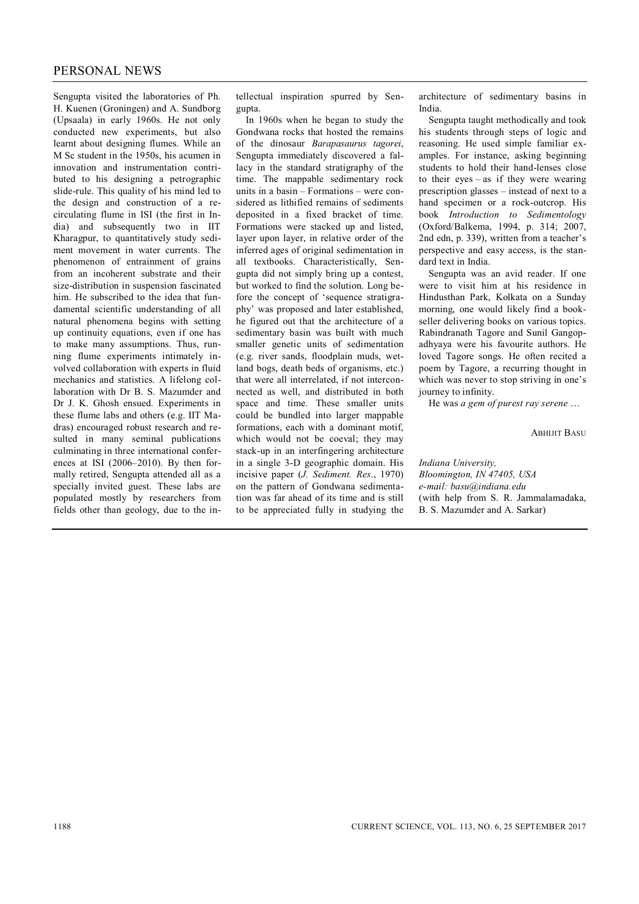Sengupta visited the laboratories of Ph. H. Kuenen (Groningen) and A. Sundborg (Upsaala) in early 1960s. He not only conducted new experiments, but also learnt about designing flumes. While an M Sc student in the 1950s, his acumen in innovation and instrumentation contributed to his designing a petrographic slide-rule. This quality of his mind led to the design and construction of a recirculating flume in ISI (the first in India) and subsequently two in IIT Kharagpur, to quantitatively study sediment movement in water currents. The phenomenon of entrainment of grains from an incoherent substrate and their size-distribution in suspension fascinated him. He subscribed to the idea that fundamental scientific understanding of all natural phenomena begins with setting up continuity equations, even if one has to make many assumptions. Thus, running flume experiments intimately involved collaboration with experts in fluid mechanics and statistics. A lifelong collaboration with Dr B. S. Mazumder and Dr J. K. Ghosh ensued. Experiments in these flume labs and others (e.g. IIT Madras) encouraged robust research and resulted in many seminal publications culminating in three international conferences at ISI (2006–2010). By then formally retired, Sengupta attended all as a specially invited guest. These labs are populated mostly by researchers from fields other than geology, due to the intellectual inspiration spurred by Sengupta.

In 1960s when he began to study the Gondwana rocks that hosted the remains of the dinosaur *Barapasaurus tagorei*, Sengupta immediately discovered a fallacy in the standard stratigraphy of the time. The mappable sedimentary rock units in a basin – Formations – were considered as lithified remains of sediments deposited in a fixed bracket of time. Formations were stacked up and listed, layer upon layer, in relative order of the inferred ages of original sedimentation in all textbooks. Characteristically, Sengupta did not simply bring up a contest, but worked to find the solution. Long before the concept of 'sequence stratigraphy' was proposed and later established, he figured out that the architecture of a sedimentary basin was built with much smaller genetic units of sedimentation (e.g. river sands, floodplain muds, wetland bogs, death beds of organisms, etc.) that were all interrelated, if not interconnected as well, and distributed in both space and time. These smaller units could be bundled into larger mappable formations, each with a dominant motif, which would not be coeval; they may stack-up in an interfingering architecture in a single 3-D geographic domain. His incisive paper (*J. Sediment. Res*., 1970) on the pattern of Gondwana sedimentation was far ahead of its time and is still to be appreciated fully in studying the architecture of sedimentary basins in India.

Sengupta taught methodically and took his students through steps of logic and reasoning. He used simple familiar examples. For instance, asking beginning students to hold their hand-lenses close to their eyes – as if they were wearing prescription glasses – instead of next to a hand specimen or a rock-outcrop. His book *Introduction to Sedimentology* (Oxford/Balkema, 1994, p. 314; 2007, 2nd edn, p. 339), written from a teacher's perspective and easy access, is the standard text in India.

Sengupta was an avid reader. If one were to visit him at his residence in Hindusthan Park, Kolkata on a Sunday morning, one would likely find a bookseller delivering books on various topics. Rabindranath Tagore and Sunil Gangopadhyaya were his favourite authors. He loved Tagore songs. He often recited a poem by Tagore, a recurring thought in which was never to stop striving in one's journey to infinity.

He was *a gem of purest ray serene* …

ABHIJIT BASU

*Indiana University,*
*Bloomington, IN 47405, USA*
*e-mail: basu@indiana.edu*
(with help from S. R. Jammalamadaka, B. S. Mazumder and A. Sarkar)